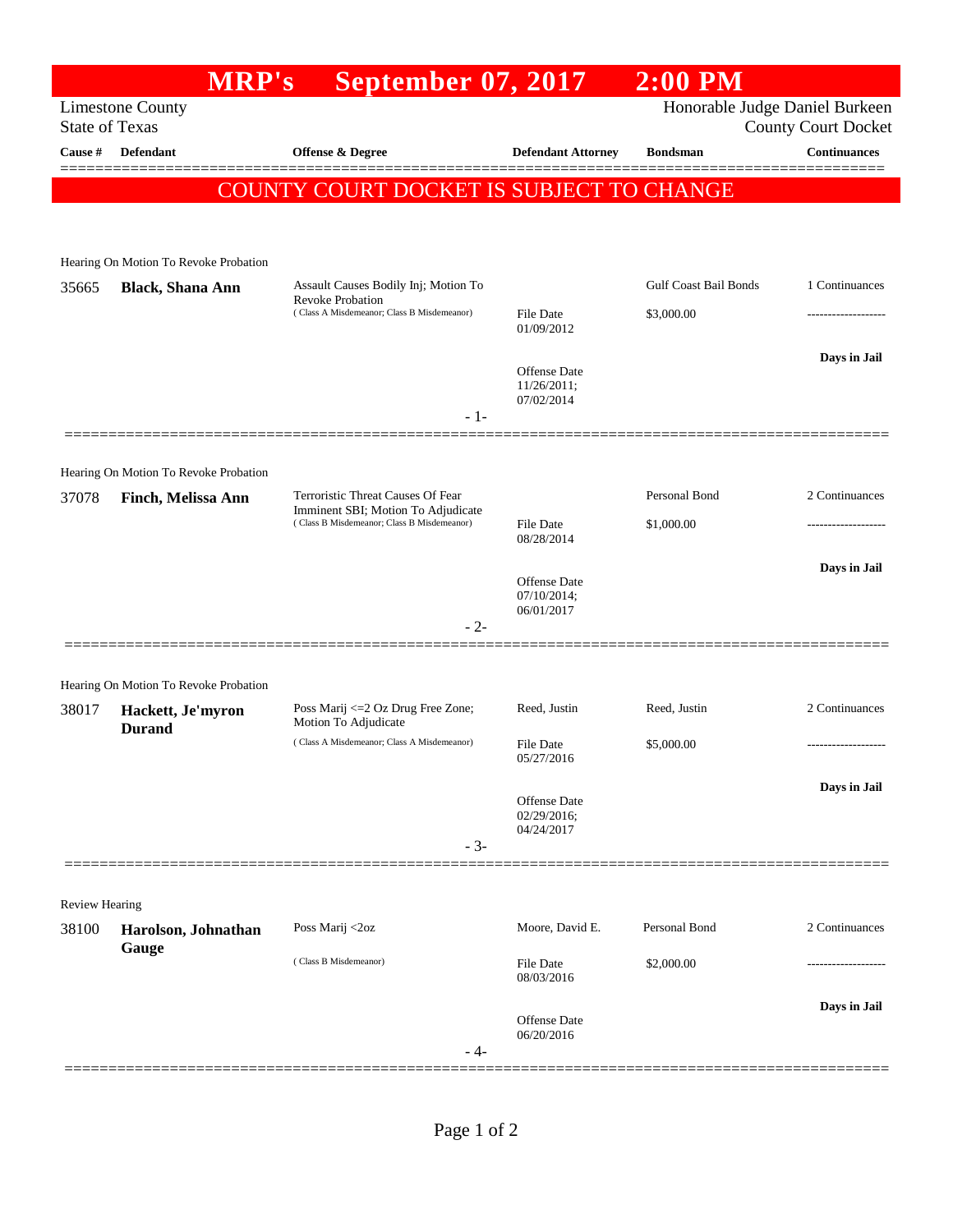# MRP's September 07, 2017 2:00 PM

Limestone County
State of Texas

Honorable Judge Daniel Burkeen
County Court Docket

| Cause # | Defendant | Offense & Degree | Defendant Attorney | Bondsman | Continuances |
|---|---|---|---|---|---|

**COUNTY COURT DOCKET IS SUBJECT TO CHANGE**

---

Hearing On Motion To Revoke Probation

| Cause # | Defendant | Offense & Degree | Defendant Attorney | Bondsman | Continuances |
|---|---|---|---|---|---|
| 35665 | **Black, Shana Ann** | Assault Causes Bodily Inj; Motion To Revoke Probation ( Class A Misdemeanor; Class B Misdemeanor) | File Date 01/09/2012 Offense Date 11/26/2011; 07/02/2014 | Gulf Coast Bail Bonds $3,000.00 | 1 Continuances ------------------- **Days in Jail** |

- 1-

---

Hearing On Motion To Revoke Probation

| Cause # | Defendant | Offense & Degree | Defendant Attorney | Bondsman | Continuances |
|---|---|---|---|---|---|
| 37078 | **Finch, Melissa Ann** | Terroristic Threat Causes Of Fear Imminent SBI; Motion To Adjudicate ( Class B Misdemeanor; Class B Misdemeanor) | File Date 08/28/2014 Offense Date 07/10/2014; 06/01/2017 | Personal Bond $1,000.00 | 2 Continuances ------------------- **Days in Jail** |

- 2-

---

Hearing On Motion To Revoke Probation

| Cause # | Defendant | Offense & Degree | Defendant Attorney | Bondsman | Continuances |
|---|---|---|---|---|---|
| 38017 | **Hackett, Je'myron Durand** | Poss Marij <=2 Oz Drug Free Zone; Motion To Adjudicate ( Class A Misdemeanor; Class A Misdemeanor) | Reed, Justin File Date 05/27/2016 Offense Date 02/29/2016; 04/24/2017 | Reed, Justin $5,000.00 | 2 Continuances ------------------- **Days in Jail** |

- 3-

---

Review Hearing

| Cause # | Defendant | Offense & Degree | Defendant Attorney | Bondsman | Continuances |
|---|---|---|---|---|---|
| 38100 | **Harolson, Johnathan Gauge** | Poss Marij <2oz ( Class B Misdemeanor) | Moore, David E. File Date 08/03/2016 Offense Date 06/20/2016 | Personal Bond $2,000.00 | 2 Continuances ------------------- **Days in Jail** |

- 4-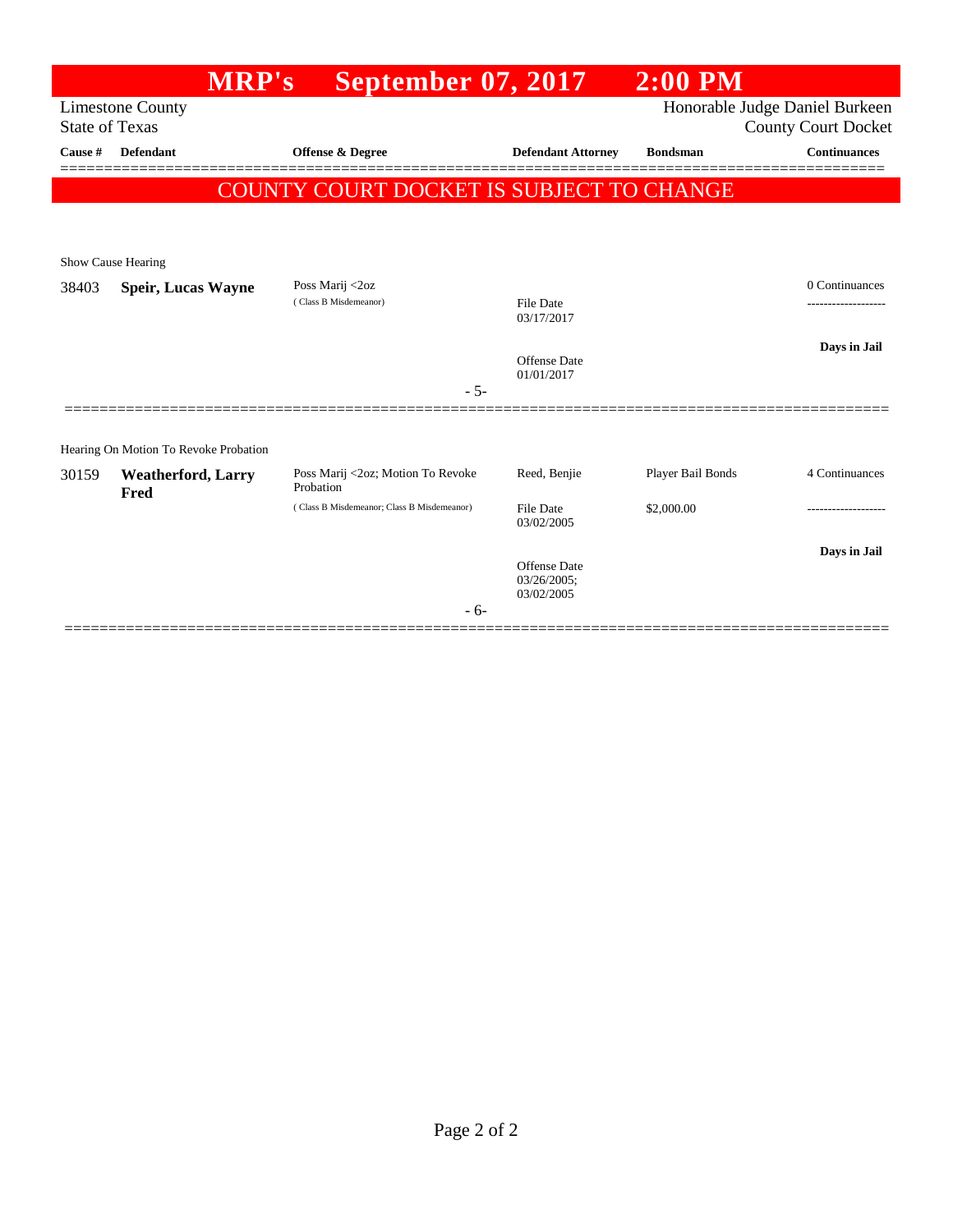# MRP's September 07, 2017 2:00 PM

Limestone County
State of Texas

Honorable Judge Daniel Burkeen
County Court Docket

| Cause # | Defendant | Offense & Degree | Defendant Attorney | Bondsman | Continuances |
|---|---|---|---|---|---|

**COUNTY COURT DOCKET IS SUBJECT TO CHANGE**

Show Cause Hearing

| Cause # | Defendant | Offense & Degree | Defendant Attorney | Bondsman | Continuances |
|---|---|---|---|---|---|
| 38403 | **Speir, Lucas Wayne** | Poss Marij <2oz<br>( Class B Misdemeanor) | File Date<br>03/17/2017<br><br>Offense Date<br>01/01/2017 | | 0 Continuances<br>-------------------<br><br>**Days in Jail** |

- 5-

Hearing On Motion To Revoke Probation

| Cause # | Defendant | Offense & Degree | Defendant Attorney | Bondsman | Continuances |
|---|---|---|---|---|---|
| 30159 | **Weatherford, Larry Fred** | Poss Marij <2oz; Motion To Revoke Probation<br>( Class B Misdemeanor; Class B Misdemeanor) | Reed, Benjie<br><br>File Date<br>03/02/2005<br><br>Offense Date<br>03/26/2005;<br>03/02/2005 | Player Bail Bonds<br><br>$2,000.00 | 4 Continuances<br>-------------------<br><br>**Days in Jail** |

- 6-